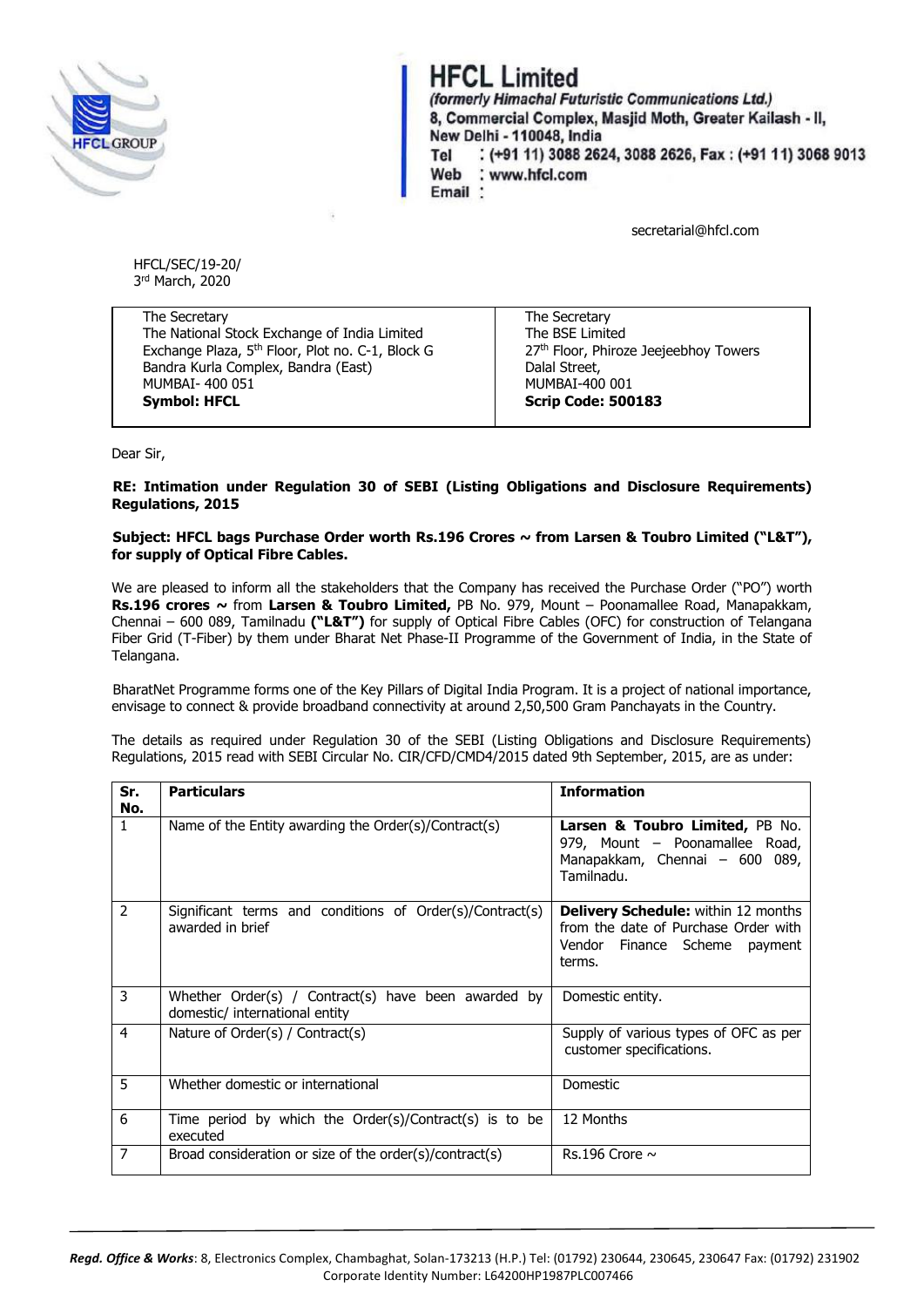# HFCL Limited

*(formerly Himachal Futuristic Communications Ltd.)*
8, Commercial Complex, Masjid Moth, Greater Kailash - II,
New Delhi - 110048, India
Tel : (+91 11) 3088 2624, 3088 2626, Fax : (+91 11) 3068 9013
Web : www.hfcl.com
Email : secretarial@hfcl.com

HFCL/SEC/19-20/
3rd March, 2020

| The Secretary<br>The National Stock Exchange of India Limited<br>Exchange Plaza, 5th Floor, Plot no. C-1, Block G<br>Bandra Kurla Complex, Bandra (East)<br>MUMBAI- 400 051<br>**Symbol: HFCL** | The Secretary<br>The BSE Limited<br>27th Floor, Phiroze Jeejeebhoy Towers<br>Dalal Street,<br>MUMBAI-400 001<br>**Scrip Code: 500183** |
|---|---|

Dear Sir,

**RE: Intimation under Regulation 30 of SEBI (Listing Obligations and Disclosure Requirements) Regulations, 2015**

**Subject: HFCL bags Purchase Order worth Rs.196 Crores ~ from Larsen & Toubro Limited ("L&T"), for supply of Optical Fibre Cables.**

We are pleased to inform all the stakeholders that the Company has received the Purchase Order ("PO") worth **Rs.196 crores ~** from **Larsen & Toubro Limited,** PB No. 979, Mount – Poonamallee Road, Manapakkam, Chennai – 600 089, Tamilnadu **("L&T")** for supply of Optical Fibre Cables (OFC) for construction of Telangana Fiber Grid (T-Fiber) by them under Bharat Net Phase-II Programme of the Government of India, in the State of Telangana.

BharatNet Programme forms one of the Key Pillars of Digital India Program. It is a project of national importance, envisage to connect & provide broadband connectivity at around 2,50,500 Gram Panchayats in the Country.

The details as required under Regulation 30 of the SEBI (Listing Obligations and Disclosure Requirements) Regulations, 2015 read with SEBI Circular No. CIR/CFD/CMD4/2015 dated 9th September, 2015, are as under:

| Sr. No. | Particulars | Information |
|---|---|---|
| 1 | Name of the Entity awarding the Order(s)/Contract(s) | **Larsen & Toubro Limited,** PB No. 979, Mount – Poonamallee Road, Manapakkam, Chennai – 600 089, Tamilnadu. |
| 2 | Significant terms and conditions of Order(s)/Contract(s) awarded in brief | **Delivery Schedule:** within 12 months from the date of Purchase Order with Vendor Finance Scheme payment terms. |
| 3 | Whether Order(s) / Contract(s) have been awarded by domestic/ international entity | Domestic entity. |
| 4 | Nature of Order(s) / Contract(s) | Supply of various types of OFC as per customer specifications. |
| 5 | Whether domestic or international | Domestic |
| 6 | Time period by which the Order(s)/Contract(s) is to be executed | 12 Months |
| 7 | Broad consideration or size of the order(s)/contract(s) | Rs.196 Crore ~ |

***Regd. Office & Works***: 8, Electronics Complex, Chambaghat, Solan-173213 (H.P.) Tel: (01792) 230644, 230645, 230647 Fax: (01792) 231902
Corporate Identity Number: L64200HP1987PLC007466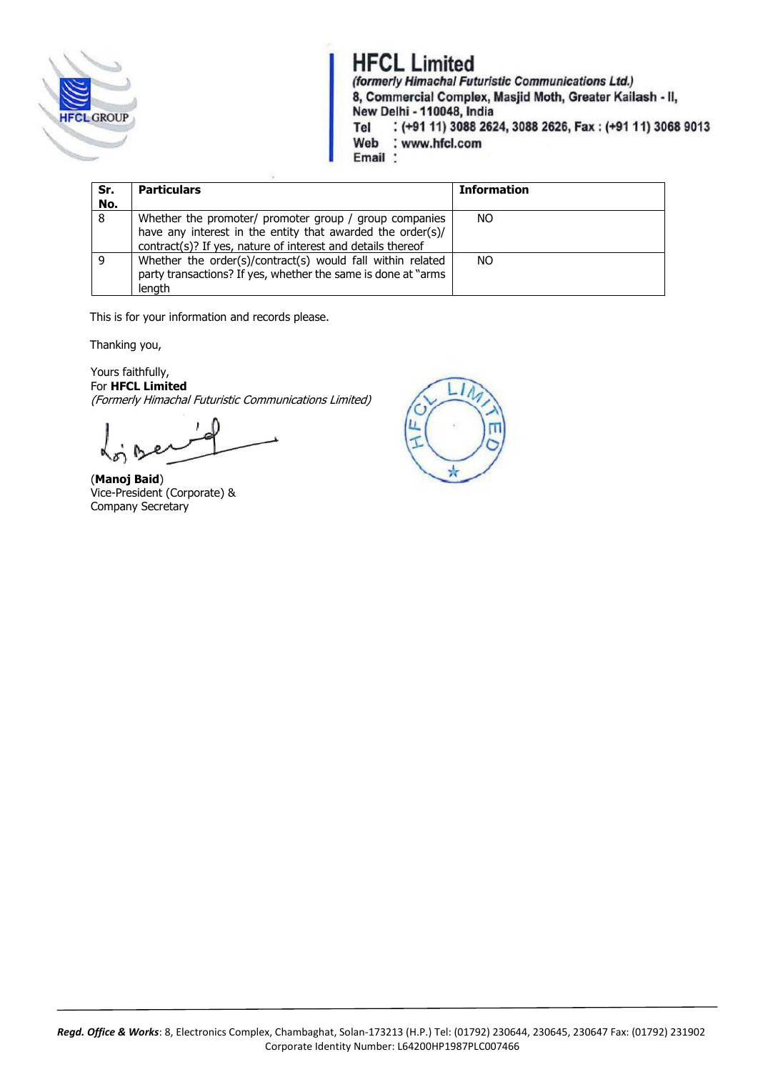| Sr. No. | Particulars | Information |
| --- | --- | --- |
| 8 | Whether the promoter/ promoter group / group companies have any interest in the entity that awarded the order(s)/ contract(s)? If yes, nature of interest and details thereof | NO |
| 9 | Whether the order(s)/contract(s) would fall within related party transactions? If yes, whether the same is done at "arms length | NO |

This is for your information and records please.

Thanking you,

Yours faithfully,
For **HFCL Limited**
*(Formerly Himachal Futuristic Communications Limited)*

(**Manoj Baid**)
Vice-President (Corporate) &
Company Secretary